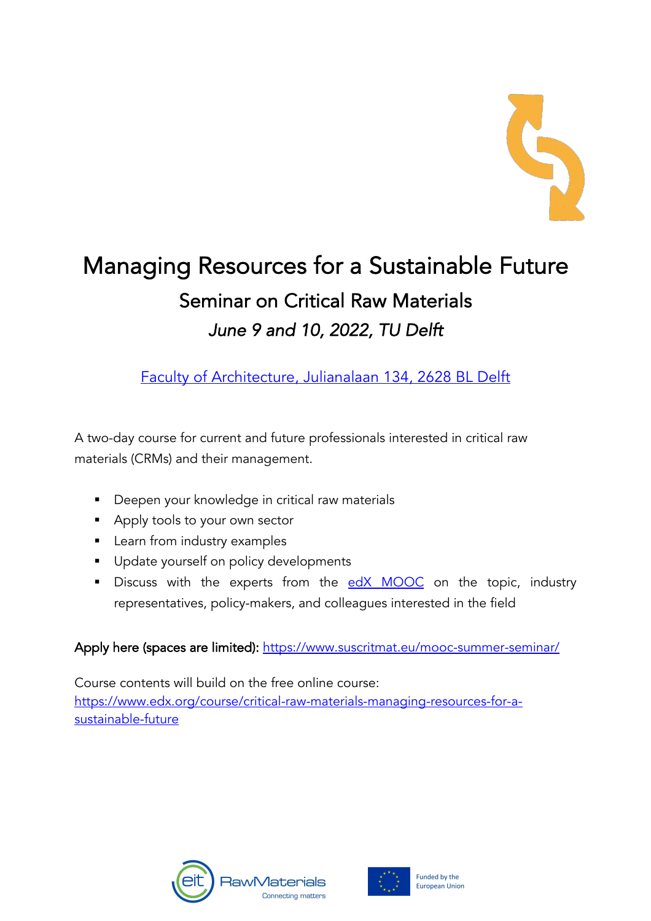# Managing Resources for a Sustainable Future

## Seminar on Critical Raw Materials

### *June 9 and 10, 2022, TU Delft*

[Faculty of Architecture, Julianalaan 134, 2628 BL Delft]

A two-day course for current and future professionals interested in critical raw materials (CRMs) and their management.

- Deepen your knowledge in critical raw materials
- Apply tools to your own sector
- Learn from industry examples
- Update yourself on policy developments
- Discuss with the experts from the edX MOOC on the topic, industry representatives, policy-makers, and colleagues interested in the field

Apply here (spaces are limited): https://www.suscritmat.eu/mooc-summer-seminar/

Course contents will build on the free online course:
https://www.edx.org/course/critical-raw-materials-managing-resources-for-a-sustainable-future

eit RawMaterials Connecting matters

Funded by the European Union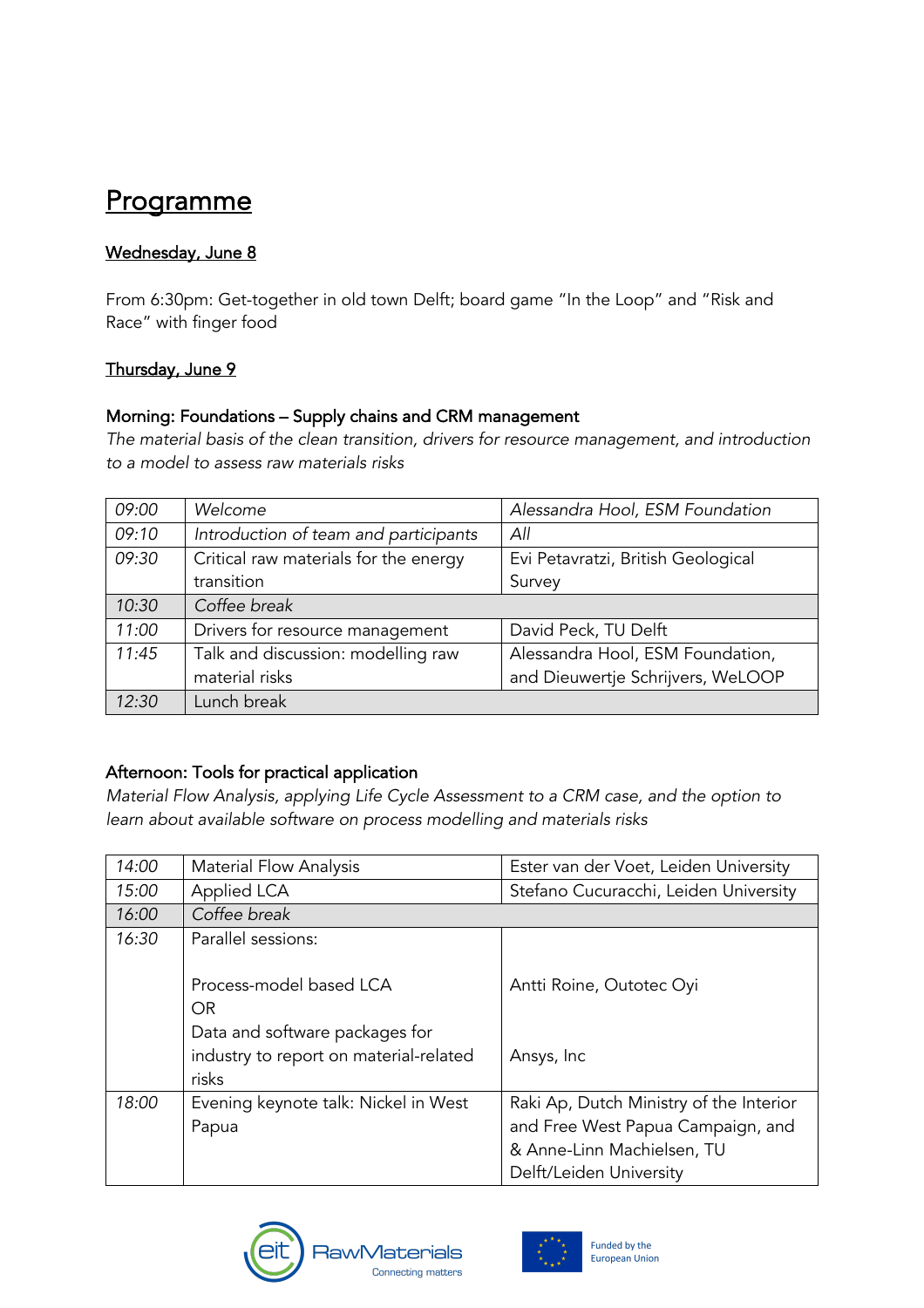# Programme

## Wednesday, June 8

From 6:30pm: Get-together in old town Delft; board game "In the Loop" and "Risk and Race" with finger food

## Thursday, June 9

### Morning: Foundations – Supply chains and CRM management

*The material basis of the clean transition, drivers for resource management, and introduction to a model to assess raw materials risks*

| | | |
|---|---|---|
| *09:00* | *Welcome* | *Alessandra Hool, ESM Foundation* |
| *09:10* | *Introduction of team and participants* | *All* |
| *09:30* | Critical raw materials for the energy transition | Evi Petavratzi, British Geological Survey |
| *10:30* | *Coffee break* | |
| *11:00* | Drivers for resource management | David Peck, TU Delft |
| *11:45* | Talk and discussion: modelling raw material risks | Alessandra Hool, ESM Foundation, and Dieuwertje Schrijvers, WeLOOP |
| *12:30* | Lunch break | |

### Afternoon: Tools for practical application

*Material Flow Analysis, applying Life Cycle Assessment to a CRM case, and the option to learn about available software on process modelling and materials risks*

| | | |
|---|---|---|
| 14:00 | Material Flow Analysis | Ester van der Voet, Leiden University |
| 15:00 | Applied LCA | Stefano Cucuracchi, Leiden University |
| *16:00* | *Coffee break* | |
| *16:30* | Parallel sessions:<br><br>Process-model based LCA<br>OR<br>Data and software packages for industry to report on material-related risks | <br><br>Antti Roine, Outotec Oyi<br><br>Ansys, Inc |
| *18:00* | Evening keynote talk: Nickel in West Papua | Raki Ap, Dutch Ministry of the Interior and Free West Papua Campaign, and & Anne-Linn Machielsen, TU Delft/Leiden University |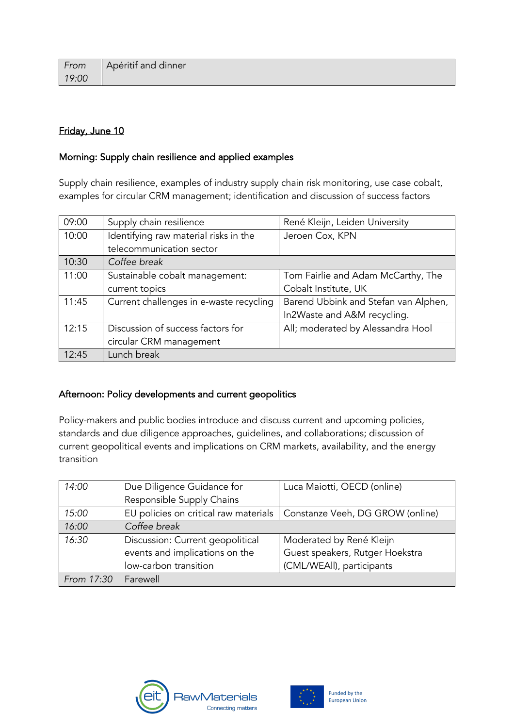| | |
|---|---|
| *From 19:00* | Apéritif and dinner |

<u>**Friday, June 10**</u>

**Morning: Supply chain resilience and applied examples**

Supply chain resilience, examples of industry supply chain risk monitoring, use case cobalt, examples for circular CRM management; identification and discussion of success factors

| | | |
|---|---|---|
| 09:00 | Supply chain resilience | René Kleijn, Leiden University |
| 10:00 | Identifying raw material risks in the telecommunication sector | Jeroen Cox, KPN |
| 10:30 | *Coffee break* | |
| 11:00 | Sustainable cobalt management: current topics | Tom Fairlie and Adam McCarthy, The Cobalt Institute, UK |
| 11:45 | Current challenges in e-waste recycling | Barend Ubbink and Stefan van Alphen, In2Waste and A&M recycling. |
| 12:15 | Discussion of success factors for circular CRM management | All; moderated by Alessandra Hool |
| 12:45 | Lunch break | |

**Afternoon: Policy developments and current geopolitics**

Policy-makers and public bodies introduce and discuss current and upcoming policies, standards and due diligence approaches, guidelines, and collaborations; discussion of current geopolitical events and implications on CRM markets, availability, and the energy transition

| | | |
|---|---|---|
| *14:00* | Due Diligence Guidance for Responsible Supply Chains | Luca Maiotti, OECD (online) |
| *15:00* | EU policies on critical raw materials | Constanze Veeh, DG GROW (online) |
| *16:00* | *Coffee break* | |
| *16:30* | Discussion: Current geopolitical events and implications on the low-carbon transition | Moderated by René Kleijn<br>Guest speakers, Rutger Hoekstra (CML/WEAll), participants |
| *From 17:30* | Farewell | |

eit RawMaterials Connecting matters

Funded by the European Union